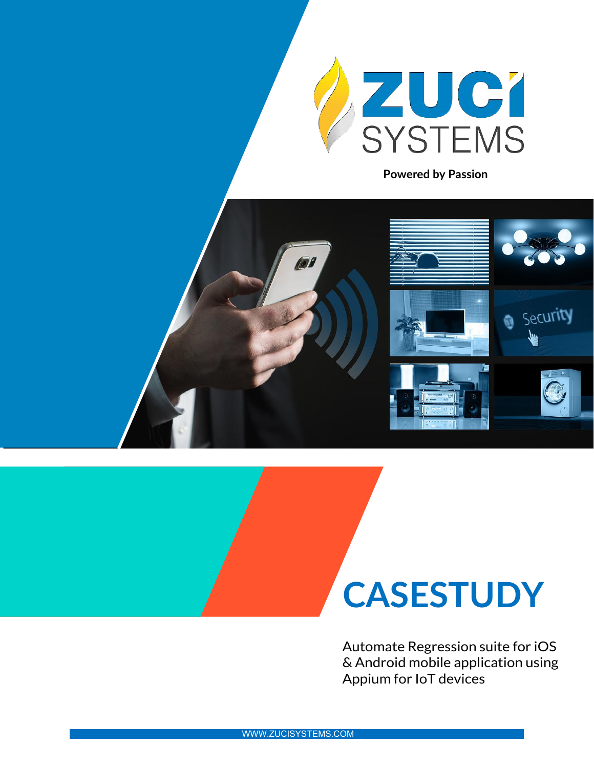ZUCI SYSTEMS

**Powered by Passion**

# CASESTUDY

Automate Regression suite for iOS & Android mobile application using Appium for IoT devices

WWW.ZUCISYSTEMS.COM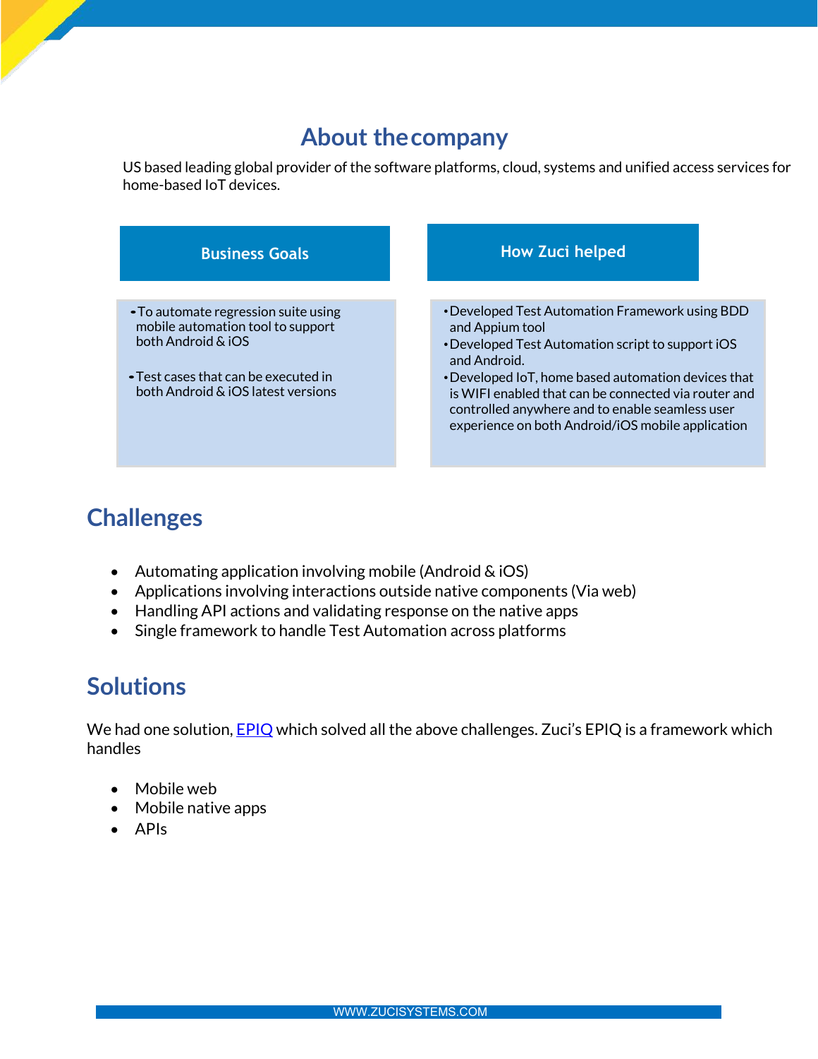## About the company

US based leading global provider of the software platforms, cloud, systems and unified access services for home-based IoT devices.

### Business Goals

- To automate regression suite using mobile automation tool to support both Android & iOS
- Test cases that can be executed in both Android & iOS latest versions

### How Zuci helped

- Developed Test Automation Framework using BDD and Appium tool
- Developed Test Automation script to support iOS and Android.
- Developed IoT, home based automation devices that is WIFI enabled that can be connected via router and controlled anywhere and to enable seamless user experience on both Android/iOS mobile application

## Challenges

- Automating application involving mobile (Android & iOS)
- Applications involving interactions outside native components (Via web)
- Handling API actions and validating response on the native apps
- Single framework to handle Test Automation across platforms

## Solutions

We had one solution, EPIQ which solved all the above challenges. Zuci's EPIQ is a framework which handles

- Mobile web
- Mobile native apps
- APIs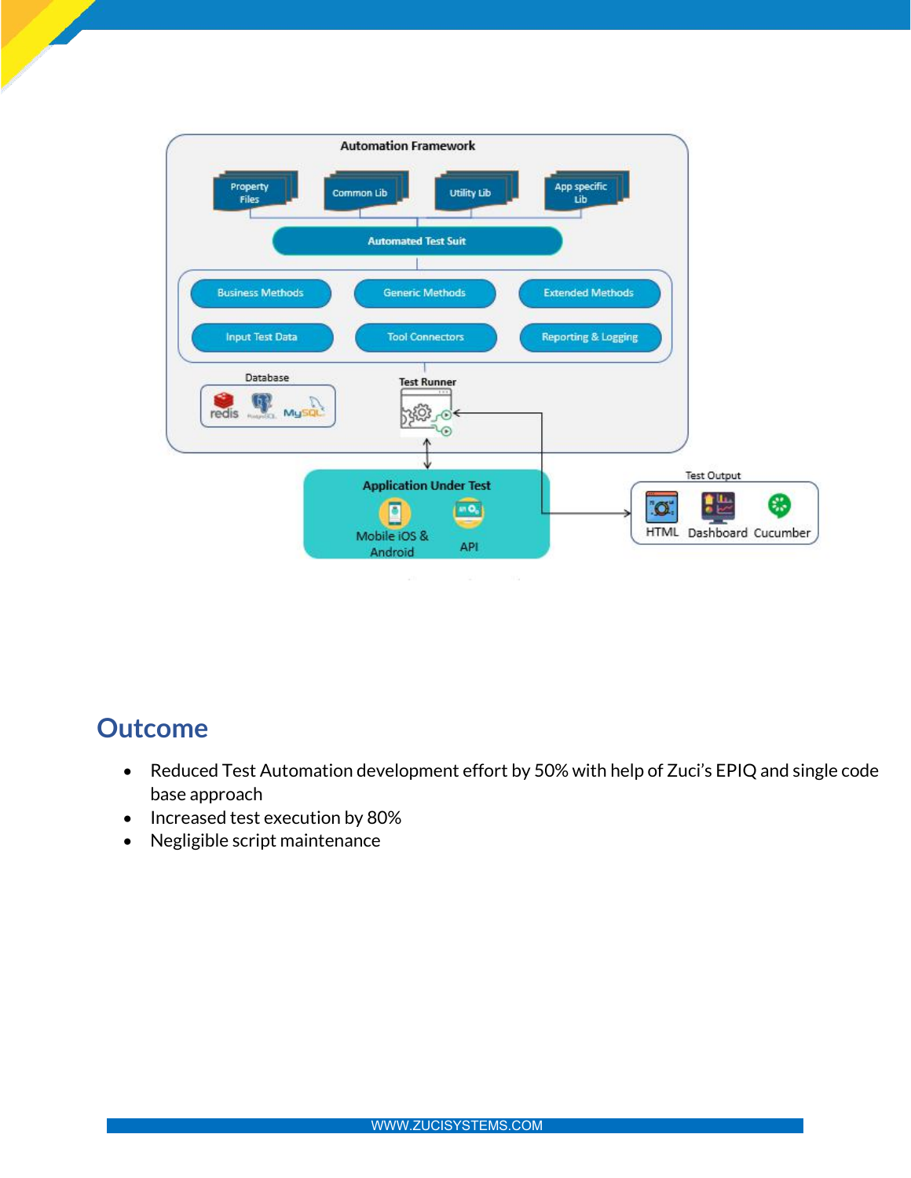## Outcome

- Reduced Test Automation development effort by 50% with help of Zuci's EPIQ and single code base approach
- Increased test execution by 80%
- Negligible script maintenance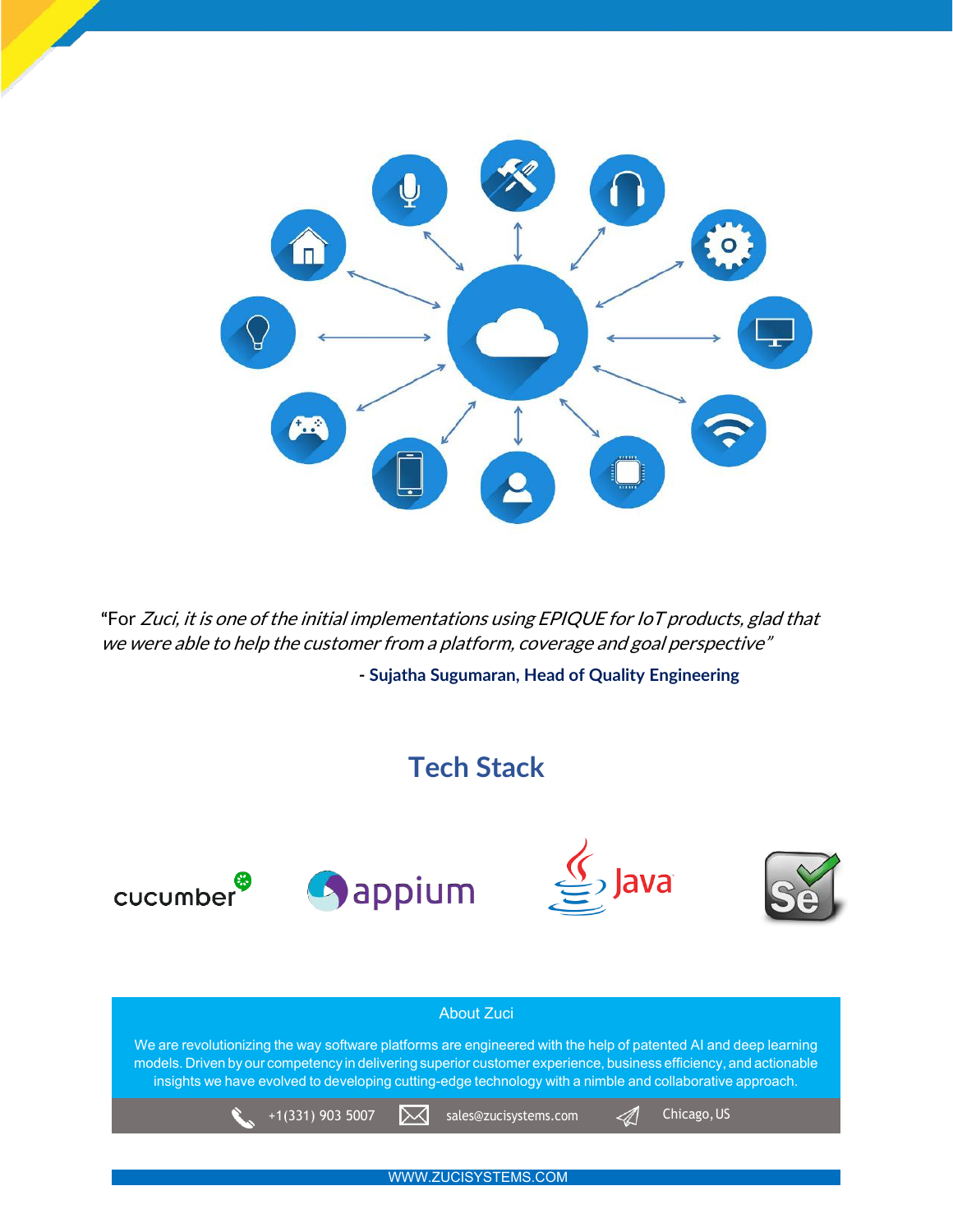"For *Zuci, it is one of the initial implementations using EPIQUE for IoT products, glad that we were able to help the customer from a platform, coverage and goal perspective"*

**- Sujatha Sugumaran, Head of Quality Engineering**

## Tech Stack

cucumber appium Java

About Zuci

We are revolutionizing the way software platforms are engineered with the help of patented AI and deep learning models. Driven by our competency in delivering superior customer experience, business efficiency, and actionable insights we have evolved to developing cutting-edge technology with a nimble and collaborative approach.

+1(331) 903 5007 sales@zucisystems.com Chicago, US

WWW.ZUCISYSTEMS.COM